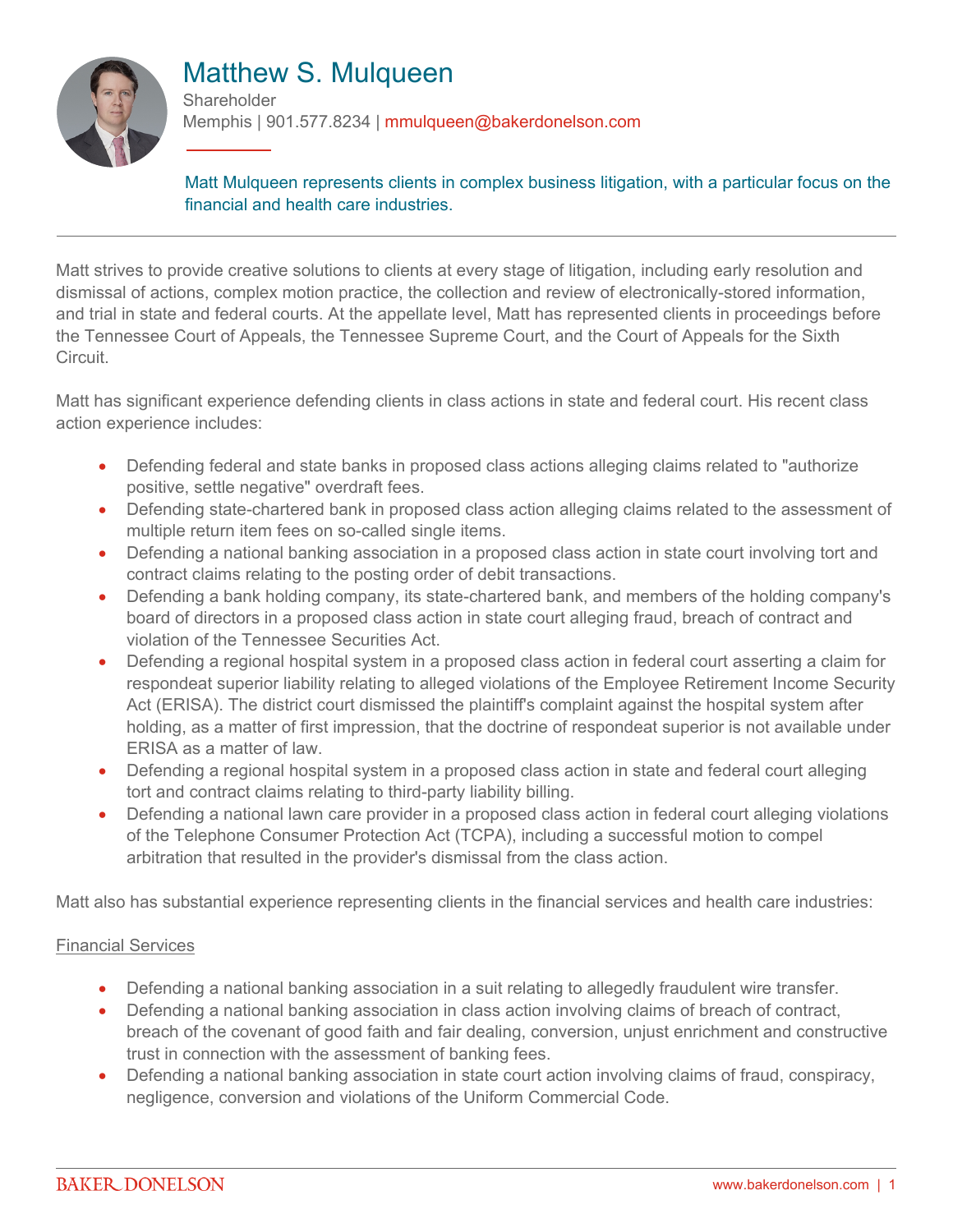# Matthew S. Mulqueen

Shareholder

Memphis | 901.577.8234 | mmulqueen@bakerdonelson.com

Matt Mulqueen represents clients in complex business litigation, with a particular focus on the financial and health care industries.

---

Matt strives to provide creative solutions to clients at every stage of litigation, including early resolution and dismissal of actions, complex motion practice, the collection and review of electronically-stored information, and trial in state and federal courts. At the appellate level, Matt has represented clients in proceedings before the Tennessee Court of Appeals, the Tennessee Supreme Court, and the Court of Appeals for the Sixth Circuit.

Matt has significant experience defending clients in class actions in state and federal court. His recent class action experience includes:

- Defending federal and state banks in proposed class actions alleging claims related to "authorize positive, settle negative" overdraft fees.
- Defending state-chartered bank in proposed class action alleging claims related to the assessment of multiple return item fees on so-called single items.
- Defending a national banking association in a proposed class action in state court involving tort and contract claims relating to the posting order of debit transactions.
- Defending a bank holding company, its state-chartered bank, and members of the holding company's board of directors in a proposed class action in state court alleging fraud, breach of contract and violation of the Tennessee Securities Act.
- Defending a regional hospital system in a proposed class action in federal court asserting a claim for respondeat superior liability relating to alleged violations of the Employee Retirement Income Security Act (ERISA). The district court dismissed the plaintiff's complaint against the hospital system after holding, as a matter of first impression, that the doctrine of respondeat superior is not available under ERISA as a matter of law.
- Defending a regional hospital system in a proposed class action in state and federal court alleging tort and contract claims relating to third-party liability billing.
- Defending a national lawn care provider in a proposed class action in federal court alleging violations of the Telephone Consumer Protection Act (TCPA), including a successful motion to compel arbitration that resulted in the provider's dismissal from the class action.

Matt also has substantial experience representing clients in the financial services and health care industries:

<u>Financial Services</u>

- Defending a national banking association in a suit relating to allegedly fraudulent wire transfer.
- Defending a national banking association in class action involving claims of breach of contract, breach of the covenant of good faith and fair dealing, conversion, unjust enrichment and constructive trust in connection with the assessment of banking fees.
- Defending a national banking association in state court action involving claims of fraud, conspiracy, negligence, conversion and violations of the Uniform Commercial Code.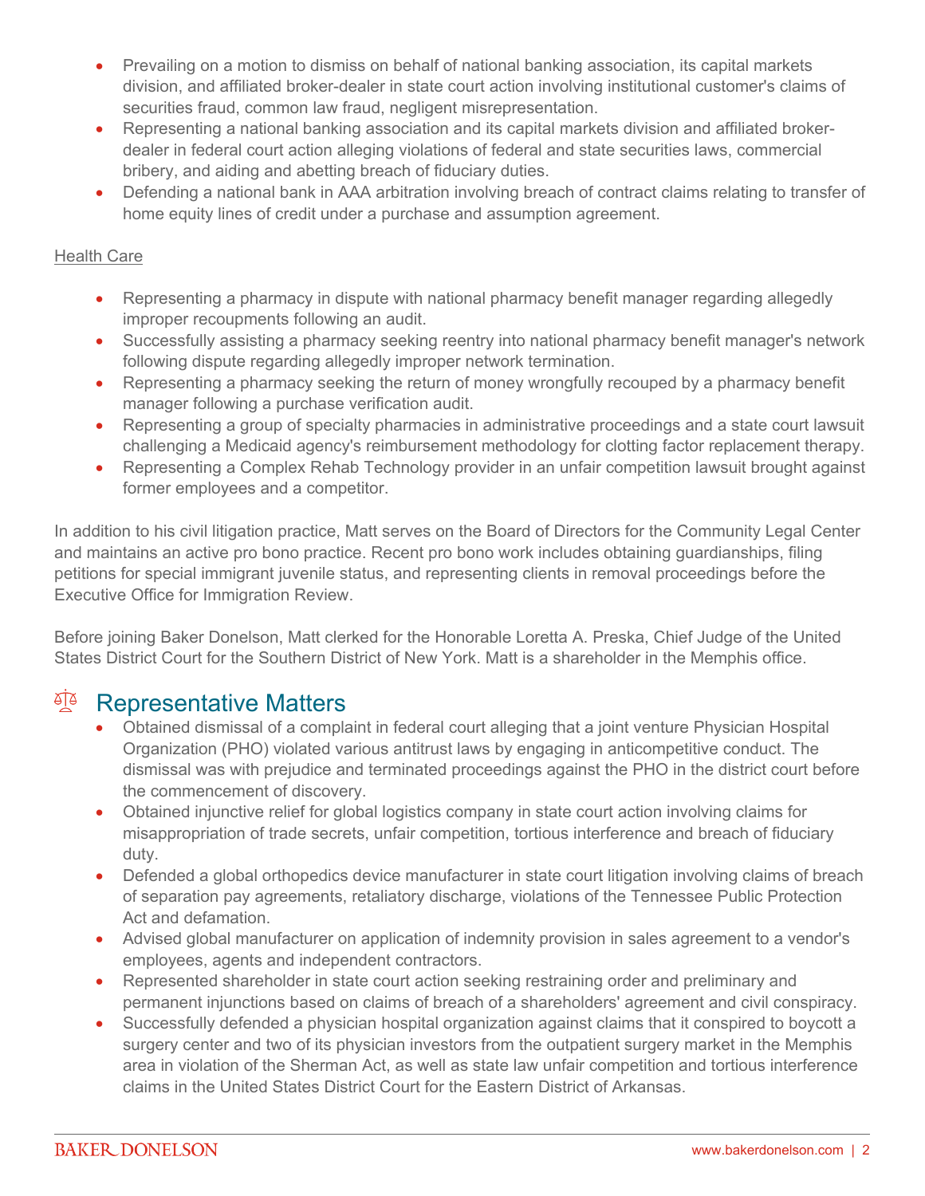- Prevailing on a motion to dismiss on behalf of national banking association, its capital markets division, and affiliated broker-dealer in state court action involving institutional customer's claims of securities fraud, common law fraud, negligent misrepresentation.
- Representing a national banking association and its capital markets division and affiliated broker-dealer in federal court action alleging violations of federal and state securities laws, commercial bribery, and aiding and abetting breach of fiduciary duties.
- Defending a national bank in AAA arbitration involving breach of contract claims relating to transfer of home equity lines of credit under a purchase and assumption agreement.

Health Care

- Representing a pharmacy in dispute with national pharmacy benefit manager regarding allegedly improper recoupments following an audit.
- Successfully assisting a pharmacy seeking reentry into national pharmacy benefit manager's network following dispute regarding allegedly improper network termination.
- Representing a pharmacy seeking the return of money wrongfully recouped by a pharmacy benefit manager following a purchase verification audit.
- Representing a group of specialty pharmacies in administrative proceedings and a state court lawsuit challenging a Medicaid agency's reimbursement methodology for clotting factor replacement therapy.
- Representing a Complex Rehab Technology provider in an unfair competition lawsuit brought against former employees and a competitor.

In addition to his civil litigation practice, Matt serves on the Board of Directors for the Community Legal Center and maintains an active pro bono practice. Recent pro bono work includes obtaining guardianships, filing petitions for special immigrant juvenile status, and representing clients in removal proceedings before the Executive Office for Immigration Review.

Before joining Baker Donelson, Matt clerked for the Honorable Loretta A. Preska, Chief Judge of the United States District Court for the Southern District of New York. Matt is a shareholder in the Memphis office.

## Representative Matters

- Obtained dismissal of a complaint in federal court alleging that a joint venture Physician Hospital Organization (PHO) violated various antitrust laws by engaging in anticompetitive conduct. The dismissal was with prejudice and terminated proceedings against the PHO in the district court before the commencement of discovery.
- Obtained injunctive relief for global logistics company in state court action involving claims for misappropriation of trade secrets, unfair competition, tortious interference and breach of fiduciary duty.
- Defended a global orthopedics device manufacturer in state court litigation involving claims of breach of separation pay agreements, retaliatory discharge, violations of the Tennessee Public Protection Act and defamation.
- Advised global manufacturer on application of indemnity provision in sales agreement to a vendor's employees, agents and independent contractors.
- Represented shareholder in state court action seeking restraining order and preliminary and permanent injunctions based on claims of breach of a shareholders' agreement and civil conspiracy.
- Successfully defended a physician hospital organization against claims that it conspired to boycott a surgery center and two of its physician investors from the outpatient surgery market in the Memphis area in violation of the Sherman Act, as well as state law unfair competition and tortious interference claims in the United States District Court for the Eastern District of Arkansas.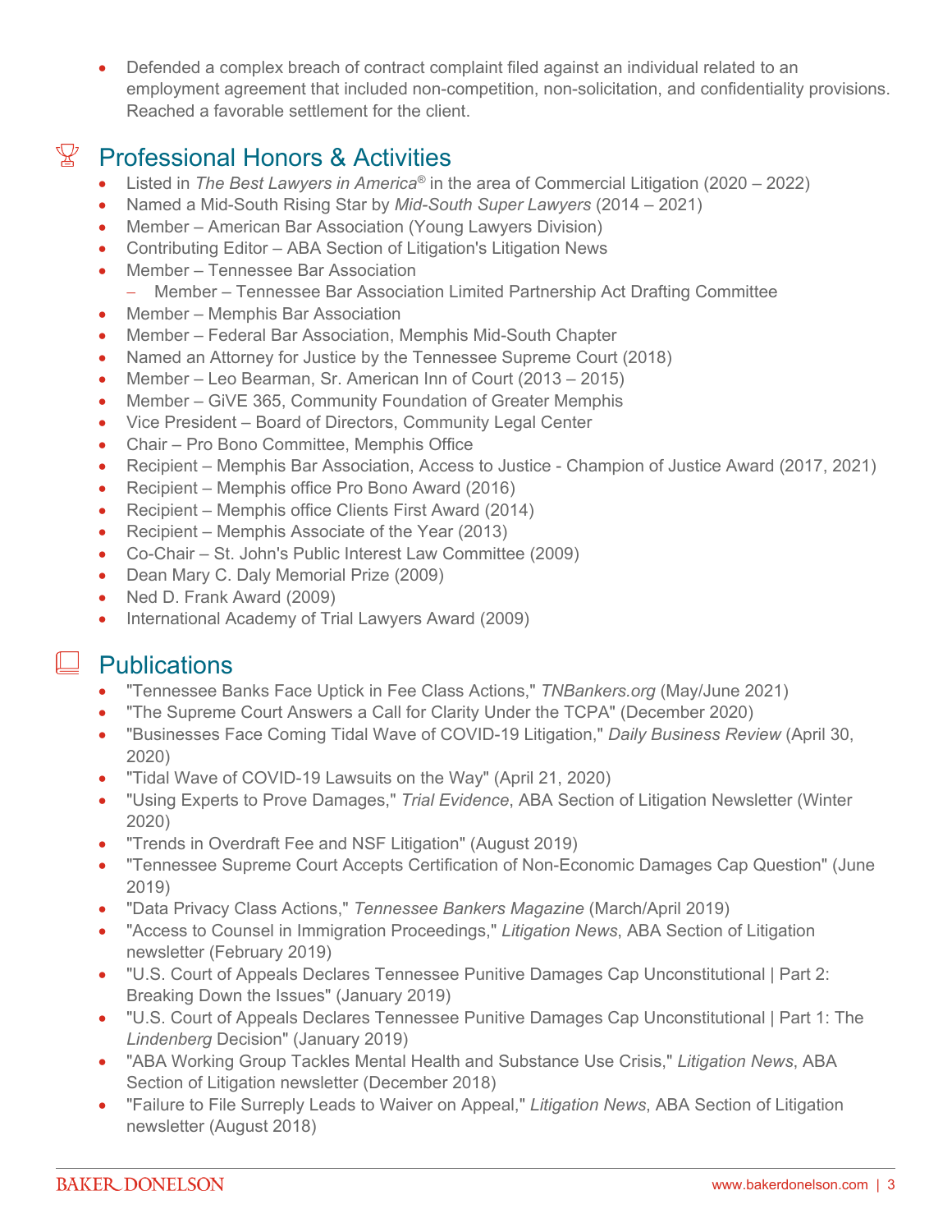- Defended a complex breach of contract complaint filed against an individual related to an employment agreement that included non-competition, non-solicitation, and confidentiality provisions. Reached a favorable settlement for the client.

## Professional Honors & Activities

- Listed in *The Best Lawyers in America*® in the area of Commercial Litigation (2020 – 2022)
- Named a Mid-South Rising Star by *Mid-South Super Lawyers* (2014 – 2021)
- Member – American Bar Association (Young Lawyers Division)
- Contributing Editor – ABA Section of Litigation's Litigation News
- Member – Tennessee Bar Association
  - Member – Tennessee Bar Association Limited Partnership Act Drafting Committee
- Member – Memphis Bar Association
- Member – Federal Bar Association, Memphis Mid-South Chapter
- Named an Attorney for Justice by the Tennessee Supreme Court (2018)
- Member – Leo Bearman, Sr. American Inn of Court (2013 – 2015)
- Member – GiVE 365, Community Foundation of Greater Memphis
- Vice President – Board of Directors, Community Legal Center
- Chair – Pro Bono Committee, Memphis Office
- Recipient – Memphis Bar Association, Access to Justice - Champion of Justice Award (2017, 2021)
- Recipient – Memphis office Pro Bono Award (2016)
- Recipient – Memphis office Clients First Award (2014)
- Recipient – Memphis Associate of the Year (2013)
- Co-Chair – St. John's Public Interest Law Committee (2009)
- Dean Mary C. Daly Memorial Prize (2009)
- Ned D. Frank Award (2009)
- International Academy of Trial Lawyers Award (2009)

## Publications

- "Tennessee Banks Face Uptick in Fee Class Actions," *TNBankers.org* (May/June 2021)
- "The Supreme Court Answers a Call for Clarity Under the TCPA" (December 2020)
- "Businesses Face Coming Tidal Wave of COVID-19 Litigation," *Daily Business Review* (April 30, 2020)
- "Tidal Wave of COVID-19 Lawsuits on the Way" (April 21, 2020)
- "Using Experts to Prove Damages," *Trial Evidence*, ABA Section of Litigation Newsletter (Winter 2020)
- "Trends in Overdraft Fee and NSF Litigation" (August 2019)
- "Tennessee Supreme Court Accepts Certification of Non-Economic Damages Cap Question" (June 2019)
- "Data Privacy Class Actions," *Tennessee Bankers Magazine* (March/April 2019)
- "Access to Counsel in Immigration Proceedings," *Litigation News*, ABA Section of Litigation newsletter (February 2019)
- "U.S. Court of Appeals Declares Tennessee Punitive Damages Cap Unconstitutional | Part 2: Breaking Down the Issues" (January 2019)
- "U.S. Court of Appeals Declares Tennessee Punitive Damages Cap Unconstitutional | Part 1: The *Lindenberg* Decision" (January 2019)
- "ABA Working Group Tackles Mental Health and Substance Use Crisis," *Litigation News*, ABA Section of Litigation newsletter (December 2018)
- "Failure to File Surreply Leads to Waiver on Appeal," *Litigation News*, ABA Section of Litigation newsletter (August 2018)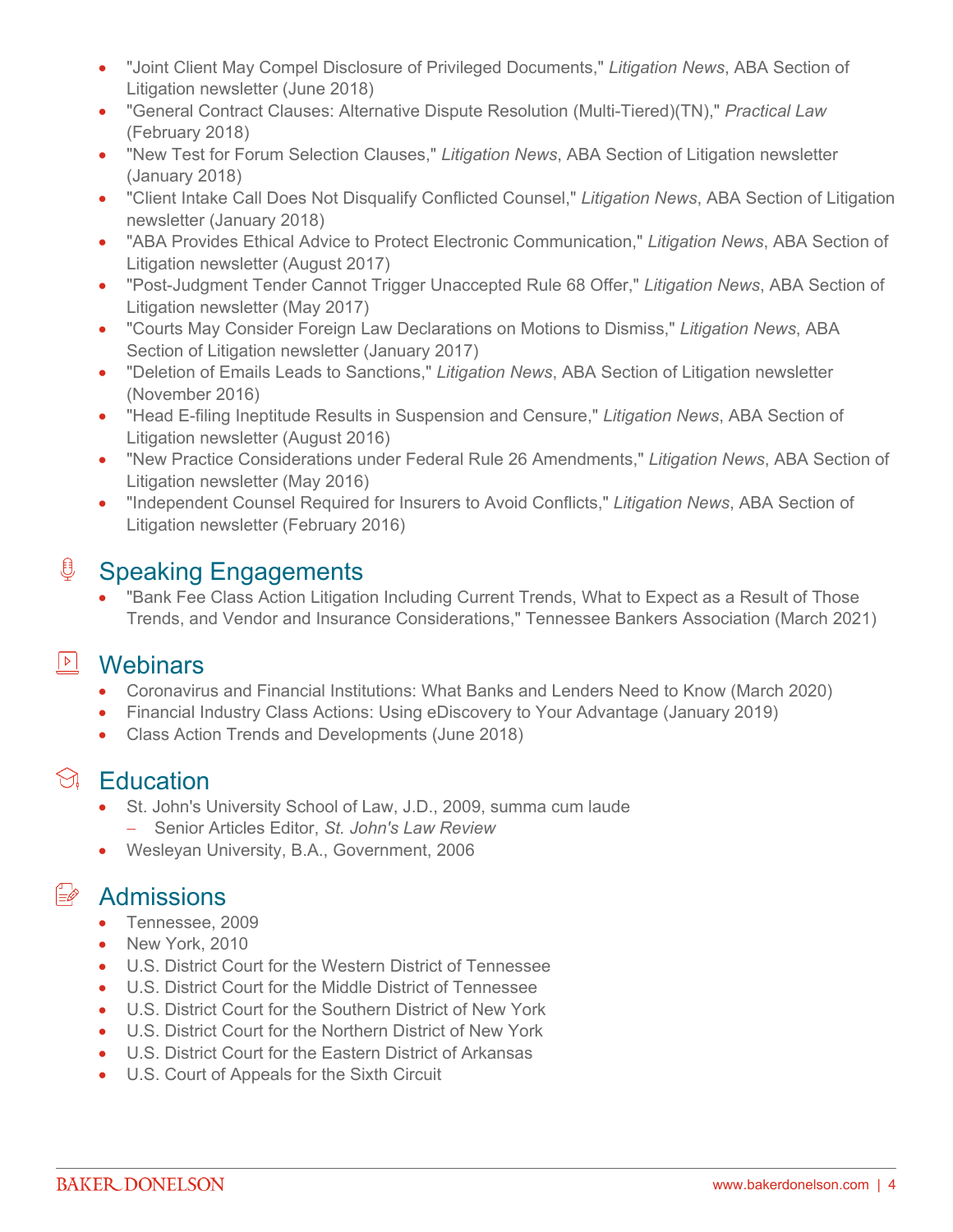- "Joint Client May Compel Disclosure of Privileged Documents," *Litigation News*, ABA Section of Litigation newsletter (June 2018)
- "General Contract Clauses: Alternative Dispute Resolution (Multi-Tiered)(TN)," *Practical Law* (February 2018)
- "New Test for Forum Selection Clauses," *Litigation News*, ABA Section of Litigation newsletter (January 2018)
- "Client Intake Call Does Not Disqualify Conflicted Counsel," *Litigation News*, ABA Section of Litigation newsletter (January 2018)
- "ABA Provides Ethical Advice to Protect Electronic Communication," *Litigation News*, ABA Section of Litigation newsletter (August 2017)
- "Post-Judgment Tender Cannot Trigger Unaccepted Rule 68 Offer," *Litigation News*, ABA Section of Litigation newsletter (May 2017)
- "Courts May Consider Foreign Law Declarations on Motions to Dismiss," *Litigation News*, ABA Section of Litigation newsletter (January 2017)
- "Deletion of Emails Leads to Sanctions," *Litigation News*, ABA Section of Litigation newsletter (November 2016)
- "Head E-filing Ineptitude Results in Suspension and Censure," *Litigation News*, ABA Section of Litigation newsletter (August 2016)
- "New Practice Considerations under Federal Rule 26 Amendments," *Litigation News*, ABA Section of Litigation newsletter (May 2016)
- "Independent Counsel Required for Insurers to Avoid Conflicts," *Litigation News*, ABA Section of Litigation newsletter (February 2016)

## Speaking Engagements

- "Bank Fee Class Action Litigation Including Current Trends, What to Expect as a Result of Those Trends, and Vendor and Insurance Considerations," Tennessee Bankers Association (March 2021)

## Webinars

- Coronavirus and Financial Institutions: What Banks and Lenders Need to Know (March 2020)
- Financial Industry Class Actions: Using eDiscovery to Your Advantage (January 2019)
- Class Action Trends and Developments (June 2018)

## Education

- St. John's University School of Law, J.D., 2009, summa cum laude
  - Senior Articles Editor, *St. John's Law Review*
- Wesleyan University, B.A., Government, 2006

## Admissions

- Tennessee, 2009
- New York, 2010
- U.S. District Court for the Western District of Tennessee
- U.S. District Court for the Middle District of Tennessee
- U.S. District Court for the Southern District of New York
- U.S. District Court for the Northern District of New York
- U.S. District Court for the Eastern District of Arkansas
- U.S. Court of Appeals for the Sixth Circuit